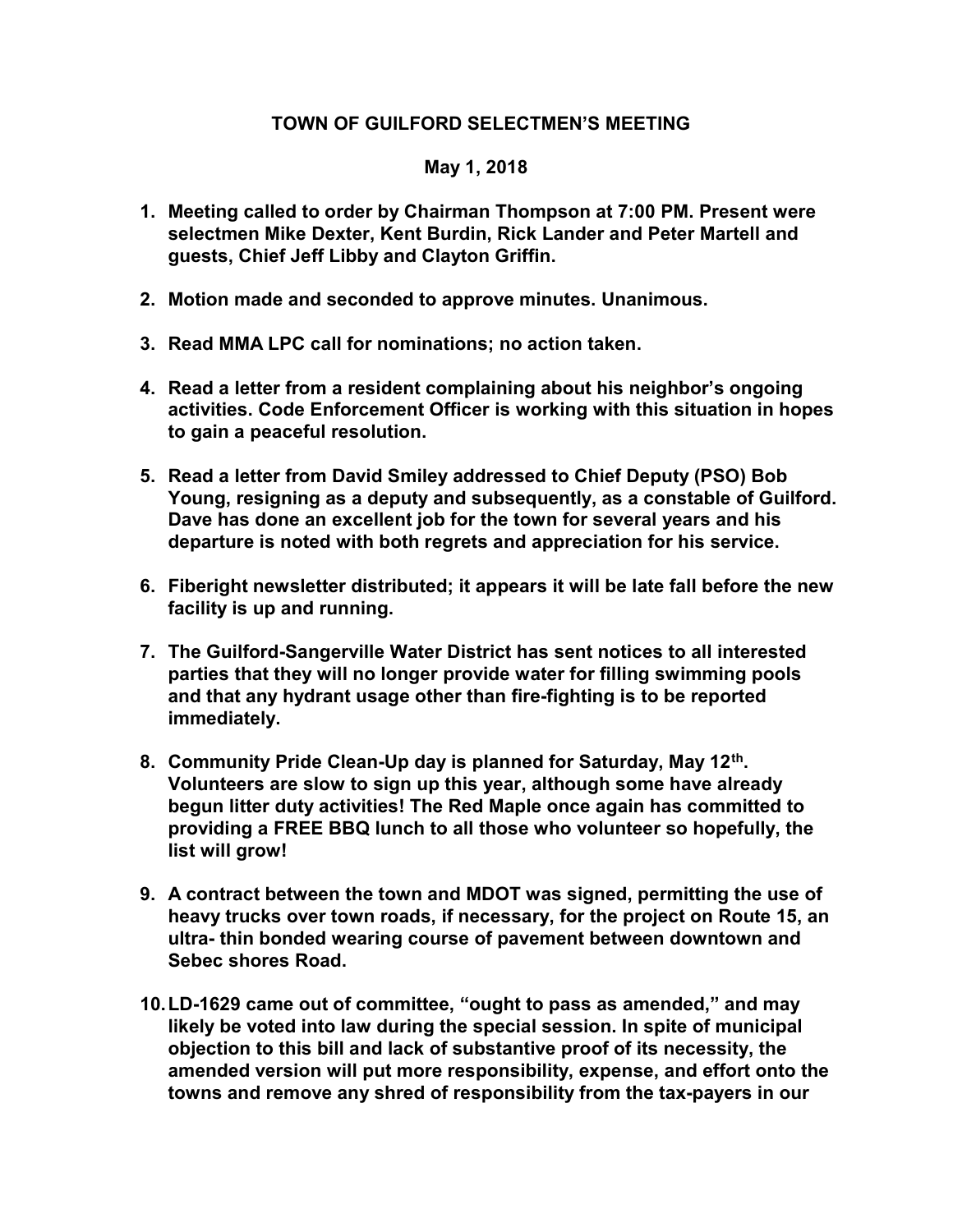**TOWN OF GUILFORD SELECTMEN'S MEETING**

**May 1, 2018**

1. **Meeting called to order by Chairman Thompson at 7:00 PM. Present were selectmen Mike Dexter, Kent Burdin, Rick Lander and Peter Martell and guests, Chief Jeff Libby and Clayton Griffin.**

2. **Motion made and seconded to approve minutes. Unanimous.**

3. **Read MMA LPC call for nominations; no action taken.**

4. **Read a letter from a resident complaining about his neighbor's ongoing activities. Code Enforcement Officer is working with this situation in hopes to gain a peaceful resolution.**

5. **Read a letter from David Smiley addressed to Chief Deputy (PSO) Bob Young, resigning as a deputy and subsequently, as a constable of Guilford. Dave has done an excellent job for the town for several years and his departure is noted with both regrets and appreciation for his service.**

6. **Fiberight newsletter distributed; it appears it will be late fall before the new facility is up and running.**

7. **The Guilford-Sangerville Water District has sent notices to all interested parties that they will no longer provide water for filling swimming pools and that any hydrant usage other than fire-fighting is to be reported immediately.**

8. **Community Pride Clean-Up day is planned for Saturday, May 12th. Volunteers are slow to sign up this year, although some have already begun litter duty activities! The Red Maple once again has committed to providing a FREE BBQ lunch to all those who volunteer so hopefully, the list will grow!**

9. **A contract between the town and MDOT was signed, permitting the use of heavy trucks over town roads, if necessary, for the project on Route 15, an ultra- thin bonded wearing course of pavement between downtown and Sebec shores Road.**

10. **LD-1629 came out of committee, "ought to pass as amended," and may likely be voted into law during the special session. In spite of municipal objection to this bill and lack of substantive proof of its necessity, the amended version will put more responsibility, expense, and effort onto the towns and remove any shred of responsibility from the tax-payers in our**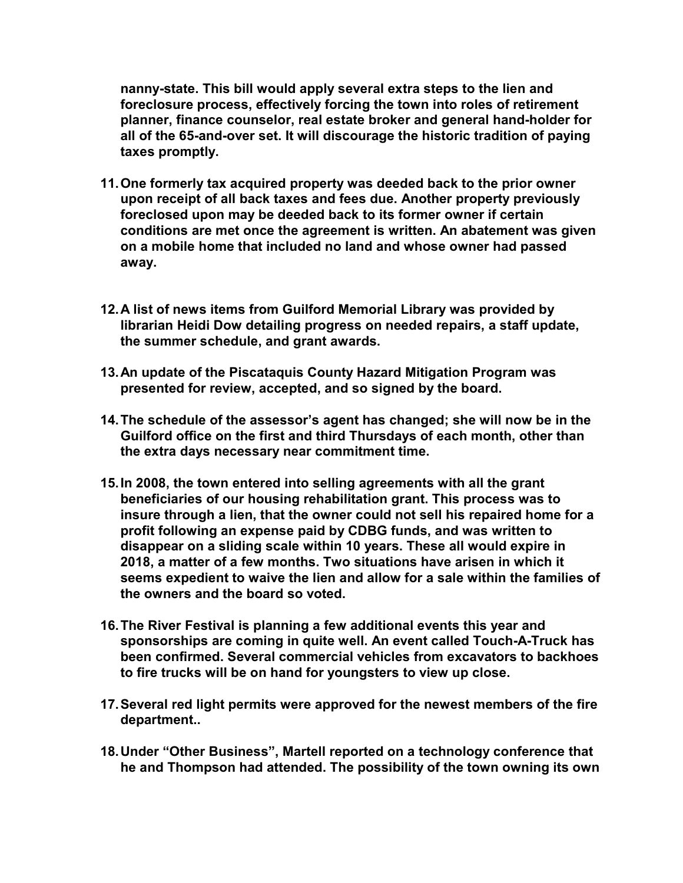**nanny-state. This bill would apply several extra steps to the lien and foreclosure process, effectively forcing the town into roles of retirement planner, finance counselor, real estate broker and general hand-holder for all of the 65-and-over set. It will discourage the historic tradition of paying taxes promptly.**

11. **One formerly tax acquired property was deeded back to the prior owner upon receipt of all back taxes and fees due. Another property previously foreclosed upon may be deeded back to its former owner if certain conditions are met once the agreement is written. An abatement was given on a mobile home that included no land and whose owner had passed away.**

12. **A list of news items from Guilford Memorial Library was provided by librarian Heidi Dow detailing progress on needed repairs, a staff update, the summer schedule, and grant awards.**

13. **An update of the Piscataquis County Hazard Mitigation Program was presented for review, accepted, and so signed by the board.**

14. **The schedule of the assessor's agent has changed; she will now be in the Guilford office on the first and third Thursdays of each month, other than the extra days necessary near commitment time.**

15. **In 2008, the town entered into selling agreements with all the grant beneficiaries of our housing rehabilitation grant. This process was to insure through a lien, that the owner could not sell his repaired home for a profit following an expense paid by CDBG funds, and was written to disappear on a sliding scale within 10 years. These all would expire in 2018, a matter of a few months. Two situations have arisen in which it seems expedient to waive the lien and allow for a sale within the families of the owners and the board so voted.**

16. **The River Festival is planning a few additional events this year and sponsorships are coming in quite well. An event called Touch-A-Truck has been confirmed. Several commercial vehicles from excavators to backhoes to fire trucks will be on hand for youngsters to view up close.**

17. **Several red light permits were approved for the newest members of the fire department..**

18. **Under "Other Business", Martell reported on a technology conference that he and Thompson had attended. The possibility of the town owning its own**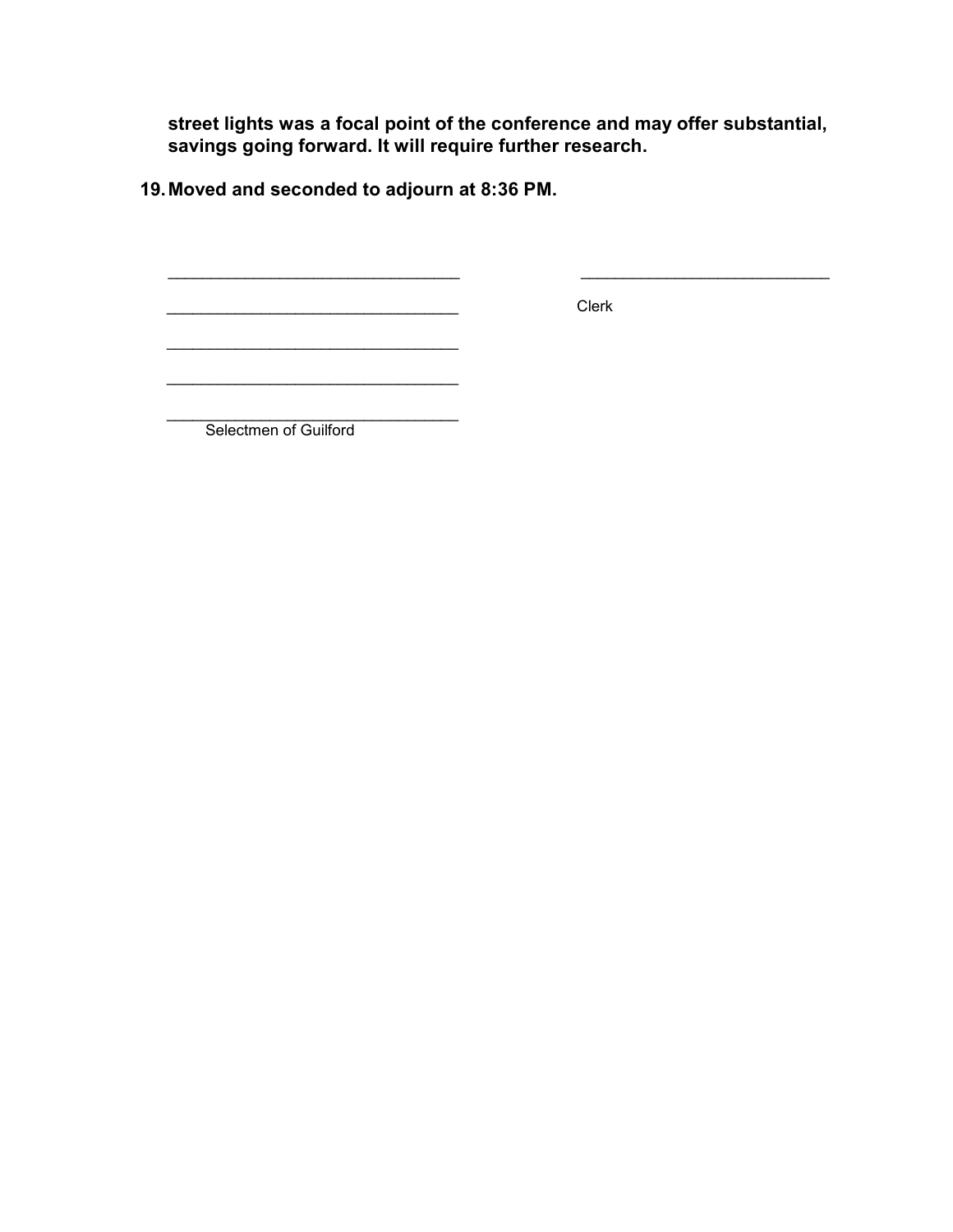**street lights was a focal point of the conference and may offer substantial, savings going forward. It will require further research.**

19. **Moved and seconded to adjourn at 8:36 PM.**

\_\_\_\_\_\_\_\_\_\_\_\_\_\_\_\_\_\_\_\_\_\_\_\_\_\_\_\_\_\_\_\_ \_\_\_\_\_\_\_\_\_\_\_\_\_\_\_\_\_\_\_\_\_\_\_\_\_\_\_\_

\_\_\_\_\_\_\_\_\_\_\_\_\_\_\_\_\_\_\_\_\_\_\_\_\_\_\_\_\_\_\_\_ Clerk

\_\_\_\_\_\_\_\_\_\_\_\_\_\_\_\_\_\_\_\_\_\_\_\_\_\_\_\_\_\_\_\_

\_\_\_\_\_\_\_\_\_\_\_\_\_\_\_\_\_\_\_\_\_\_\_\_\_\_\_\_\_\_\_\_

\_\_\_\_\_\_\_\_\_\_\_\_\_\_\_\_\_\_\_\_\_\_\_\_\_\_\_\_\_\_\_\_

Selectmen of Guilford